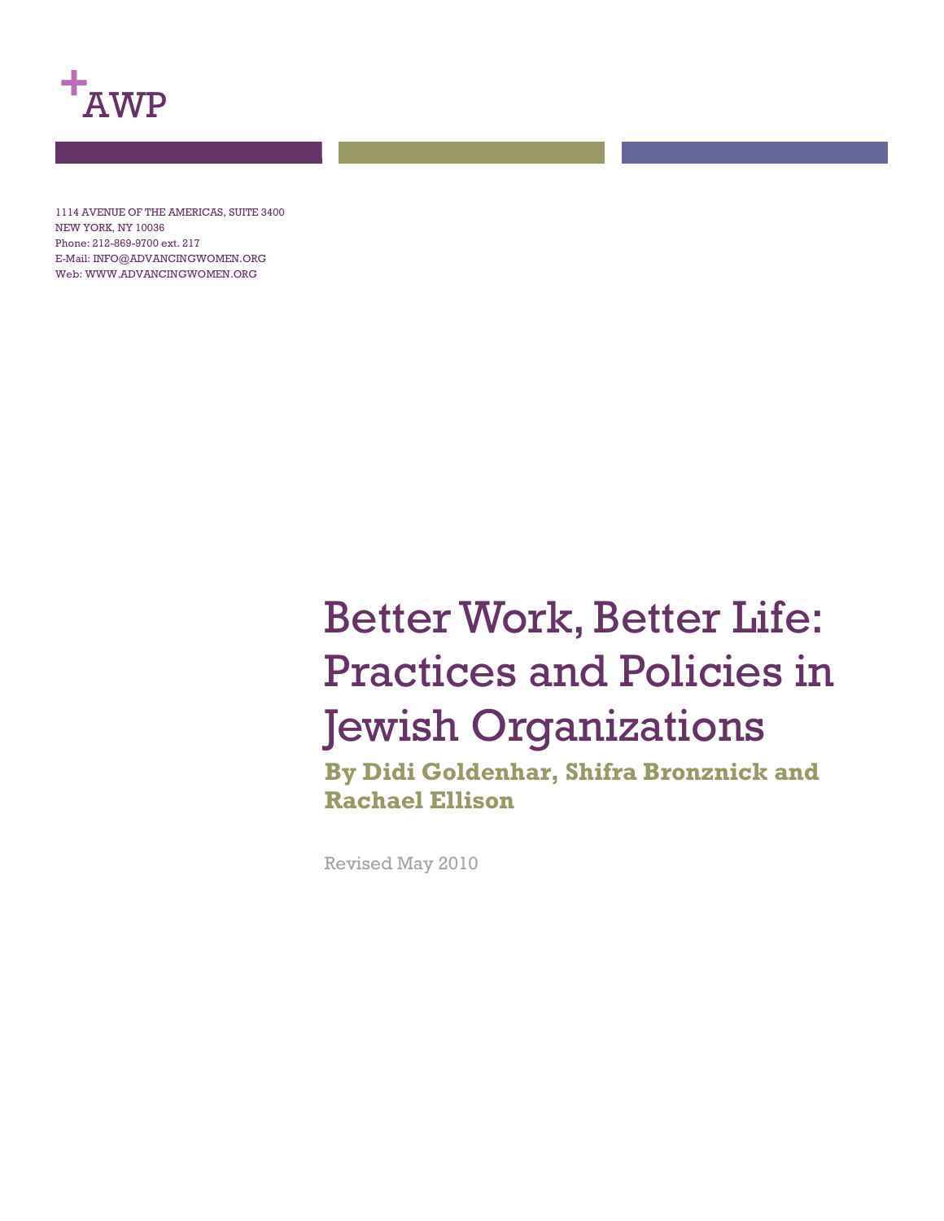+AWP

1114 AVENUE OF THE AMERICAS, SUITE 3400
NEW YORK, NY 10036
Phone: 212-869-9700 ext. 217
E-Mail: INFO@ADVANCINGWOMEN.ORG
Web: WWW.ADVANCINGWOMEN.ORG

# Better Work, Better Life: Practices and Policies in Jewish Organizations

**By Didi Goldenhar, Shifra Bronznick and Rachael Ellison**

Revised May 2010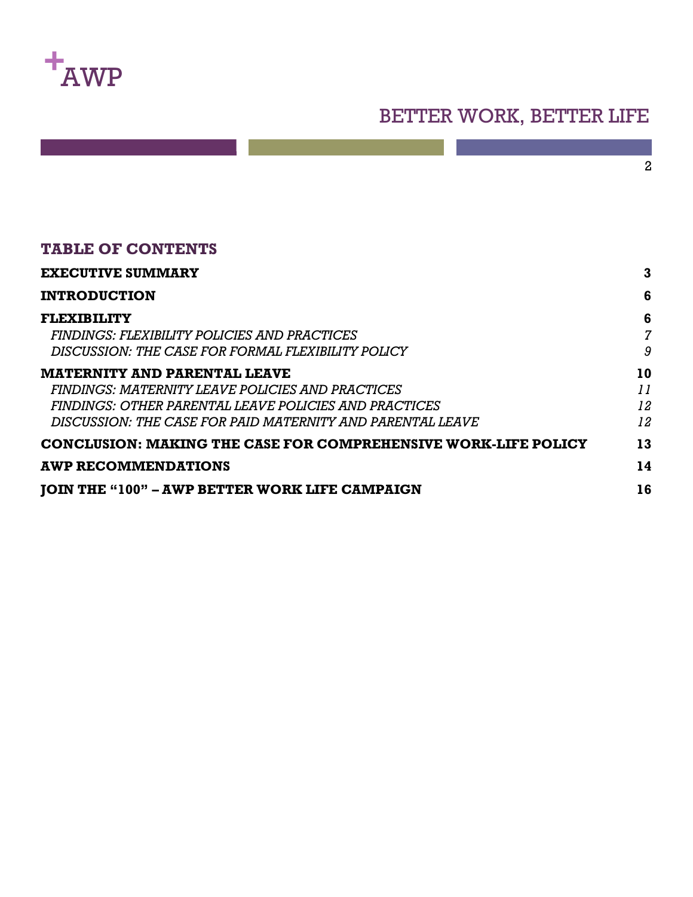## TABLE OF CONTENTS

| | |
|---|---|
| **EXECUTIVE SUMMARY** | **3** |
| **INTRODUCTION** | **6** |
| **FLEXIBILITY** | **6** |
| *FINDINGS: FLEXIBILITY POLICIES AND PRACTICES* | *7* |
| *DISCUSSION: THE CASE FOR FORMAL FLEXIBILITY POLICY* | *9* |
| **MATERNITY AND PARENTAL LEAVE** | **10** |
| *FINDINGS: MATERNITY LEAVE POLICIES AND PRACTICES* | *11* |
| *FINDINGS: OTHER PARENTAL LEAVE POLICIES AND PRACTICES* | *12* |
| *DISCUSSION: THE CASE FOR PAID MATERNITY AND PARENTAL LEAVE* | *12* |
| **CONCLUSION: MAKING THE CASE FOR COMPREHENSIVE WORK-LIFE POLICY** | **13** |
| **AWP RECOMMENDATIONS** | **14** |
| **JOIN THE "100" – AWP BETTER WORK LIFE CAMPAIGN** | **16** |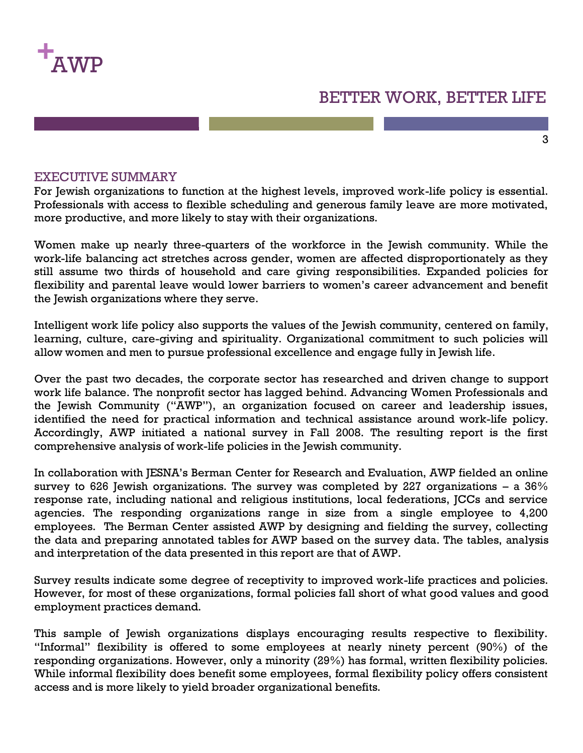## EXECUTIVE SUMMARY

For Jewish organizations to function at the highest levels, improved work-life policy is essential. Professionals with access to flexible scheduling and generous family leave are more motivated, more productive, and more likely to stay with their organizations.

Women make up nearly three-quarters of the workforce in the Jewish community. While the work-life balancing act stretches across gender, women are affected disproportionately as they still assume two thirds of household and care giving responsibilities. Expanded policies for flexibility and parental leave would lower barriers to women's career advancement and benefit the Jewish organizations where they serve.

Intelligent work life policy also supports the values of the Jewish community, centered on family, learning, culture, care-giving and spirituality. Organizational commitment to such policies will allow women and men to pursue professional excellence and engage fully in Jewish life.

Over the past two decades, the corporate sector has researched and driven change to support work life balance. The nonprofit sector has lagged behind. Advancing Women Professionals and the Jewish Community ("AWP"), an organization focused on career and leadership issues, identified the need for practical information and technical assistance around work-life policy. Accordingly, AWP initiated a national survey in Fall 2008. The resulting report is the first comprehensive analysis of work-life policies in the Jewish community.

In collaboration with JESNA's Berman Center for Research and Evaluation, AWP fielded an online survey to 626 Jewish organizations. The survey was completed by 227 organizations – a 36% response rate, including national and religious institutions, local federations, JCCs and service agencies. The responding organizations range in size from a single employee to 4,200 employees. The Berman Center assisted AWP by designing and fielding the survey, collecting the data and preparing annotated tables for AWP based on the survey data. The tables, analysis and interpretation of the data presented in this report are that of AWP.

Survey results indicate some degree of receptivity to improved work-life practices and policies. However, for most of these organizations, formal policies fall short of what good values and good employment practices demand.

This sample of Jewish organizations displays encouraging results respective to flexibility. "Informal" flexibility is offered to some employees at nearly ninety percent (90%) of the responding organizations. However, only a minority (29%) has formal, written flexibility policies. While informal flexibility does benefit some employees, formal flexibility policy offers consistent access and is more likely to yield broader organizational benefits.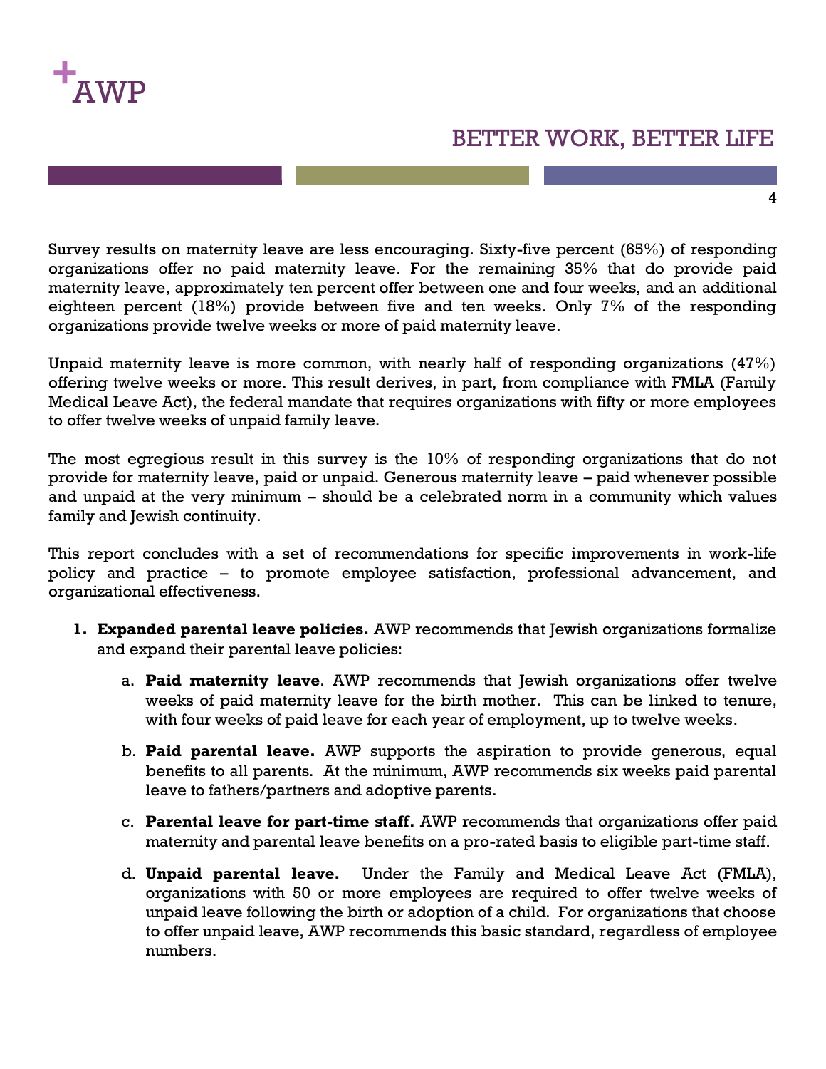Survey results on maternity leave are less encouraging. Sixty-five percent (65%) of responding organizations offer no paid maternity leave. For the remaining 35% that do provide paid maternity leave, approximately ten percent offer between one and four weeks, and an additional eighteen percent (18%) provide between five and ten weeks. Only 7% of the responding organizations provide twelve weeks or more of paid maternity leave.

Unpaid maternity leave is more common, with nearly half of responding organizations (47%) offering twelve weeks or more. This result derives, in part, from compliance with FMLA (Family Medical Leave Act), the federal mandate that requires organizations with fifty or more employees to offer twelve weeks of unpaid family leave.

The most egregious result in this survey is the 10% of responding organizations that do not provide for maternity leave, paid or unpaid. Generous maternity leave – paid whenever possible and unpaid at the very minimum – should be a celebrated norm in a community which values family and Jewish continuity.

This report concludes with a set of recommendations for specific improvements in work-life policy and practice – to promote employee satisfaction, professional advancement, and organizational effectiveness.

1. **Expanded parental leave policies.** AWP recommends that Jewish organizations formalize and expand their parental leave policies:

   a. **Paid maternity leave**. AWP recommends that Jewish organizations offer twelve weeks of paid maternity leave for the birth mother. This can be linked to tenure, with four weeks of paid leave for each year of employment, up to twelve weeks.

   b. **Paid parental leave.** AWP supports the aspiration to provide generous, equal benefits to all parents. At the minimum, AWP recommends six weeks paid parental leave to fathers/partners and adoptive parents.

   c. **Parental leave for part-time staff.** AWP recommends that organizations offer paid maternity and parental leave benefits on a pro-rated basis to eligible part-time staff.

   d. **Unpaid parental leave.** Under the Family and Medical Leave Act (FMLA), organizations with 50 or more employees are required to offer twelve weeks of unpaid leave following the birth or adoption of a child. For organizations that choose to offer unpaid leave, AWP recommends this basic standard, regardless of employee numbers.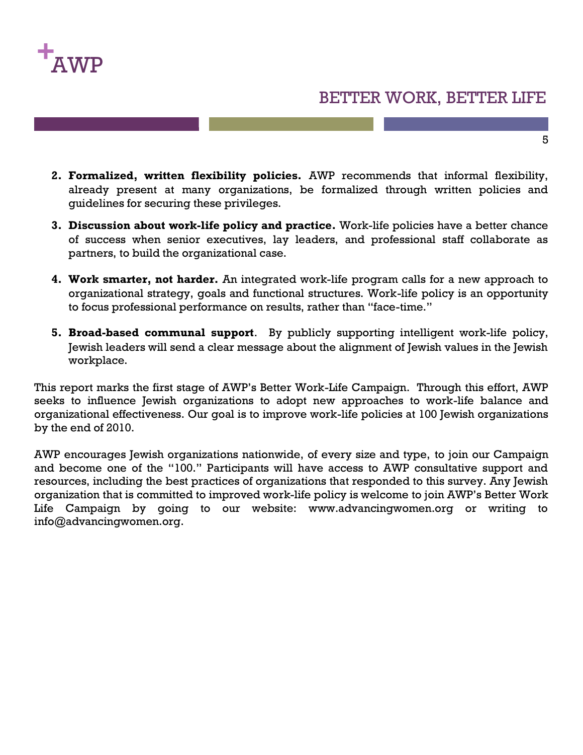2. **Formalized, written flexibility policies.** AWP recommends that informal flexibility, already present at many organizations, be formalized through written policies and guidelines for securing these privileges.

3. **Discussion about work-life policy and practice.** Work-life policies have a better chance of success when senior executives, lay leaders, and professional staff collaborate as partners, to build the organizational case.

4. **Work smarter, not harder.** An integrated work-life program calls for a new approach to organizational strategy, goals and functional structures. Work-life policy is an opportunity to focus professional performance on results, rather than "face-time."

5. **Broad-based communal support**. By publicly supporting intelligent work-life policy, Jewish leaders will send a clear message about the alignment of Jewish values in the Jewish workplace.

This report marks the first stage of AWP's Better Work-Life Campaign. Through this effort, AWP seeks to influence Jewish organizations to adopt new approaches to work-life balance and organizational effectiveness. Our goal is to improve work-life policies at 100 Jewish organizations by the end of 2010.

AWP encourages Jewish organizations nationwide, of every size and type, to join our Campaign and become one of the "100." Participants will have access to AWP consultative support and resources, including the best practices of organizations that responded to this survey. Any Jewish organization that is committed to improved work-life policy is welcome to join AWP's Better Work Life Campaign by going to our website: www.advancingwomen.org or writing to info@advancingwomen.org.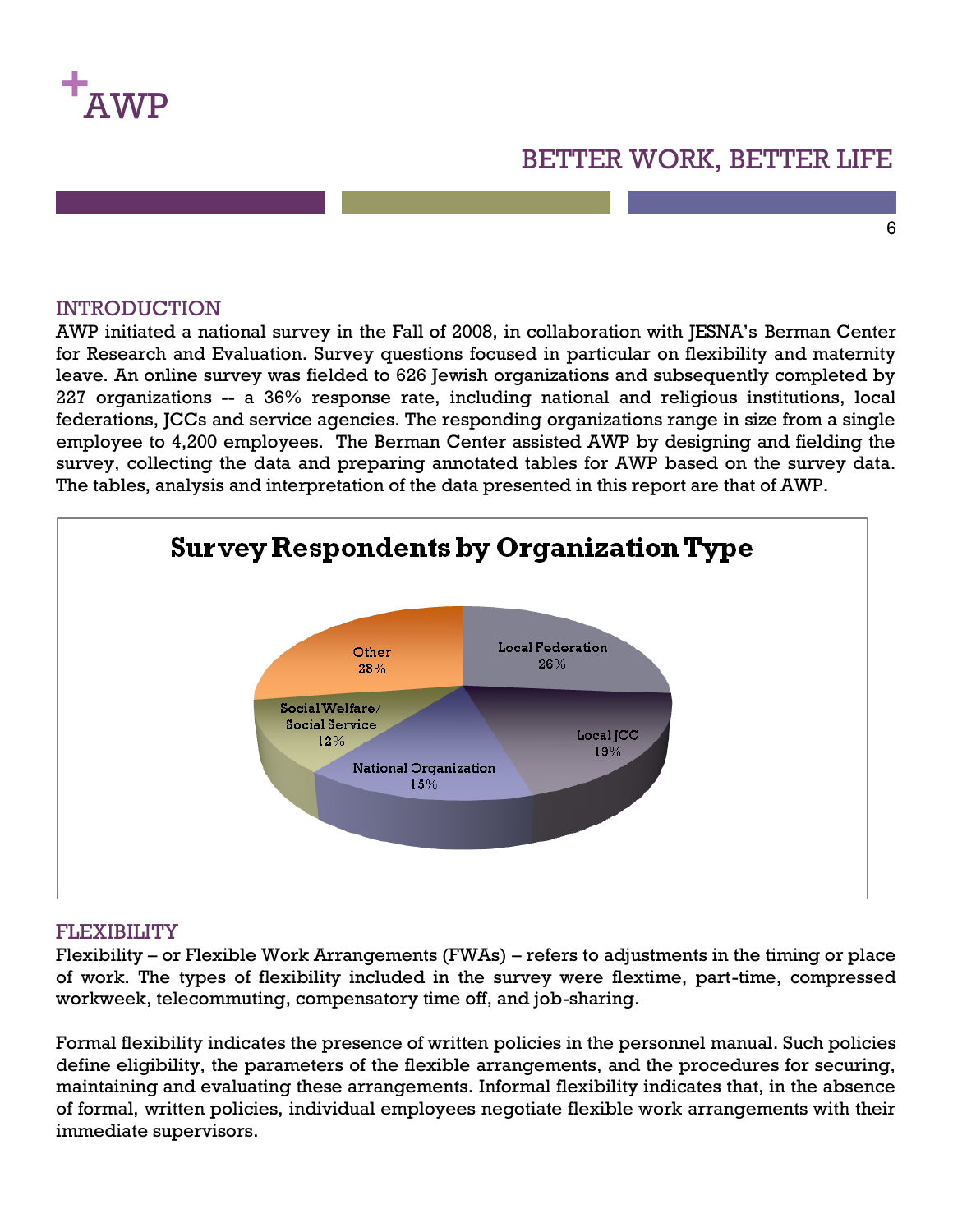## INTRODUCTION

AWP initiated a national survey in the Fall of 2008, in collaboration with JESNA's Berman Center for Research and Evaluation. Survey questions focused in particular on flexibility and maternity leave. An online survey was fielded to 626 Jewish organizations and subsequently completed by 227 organizations -- a 36% response rate, including national and religious institutions, local federations, JCCs and service agencies. The responding organizations range in size from a single employee to 4,200 employees. The Berman Center assisted AWP by designing and fielding the survey, collecting the data and preparing annotated tables for AWP based on the survey data. The tables, analysis and interpretation of the data presented in this report are that of AWP.

**Survey Respondents by Organization Type**

| Organization Type | Percent |
|---|---|
| Local Federation | 26% |
| Local JCC | 19% |
| National Organization | 15% |
| Social Welfare/ Social Service | 12% |
| Other | 28% |

## FLEXIBILITY

Flexibility – or Flexible Work Arrangements (FWAs) – refers to adjustments in the timing or place of work. The types of flexibility included in the survey were flextime, part-time, compressed workweek, telecommuting, compensatory time off, and job-sharing.

Formal flexibility indicates the presence of written policies in the personnel manual. Such policies define eligibility, the parameters of the flexible arrangements, and the procedures for securing, maintaining and evaluating these arrangements. Informal flexibility indicates that, in the absence of formal, written policies, individual employees negotiate flexible work arrangements with their immediate supervisors.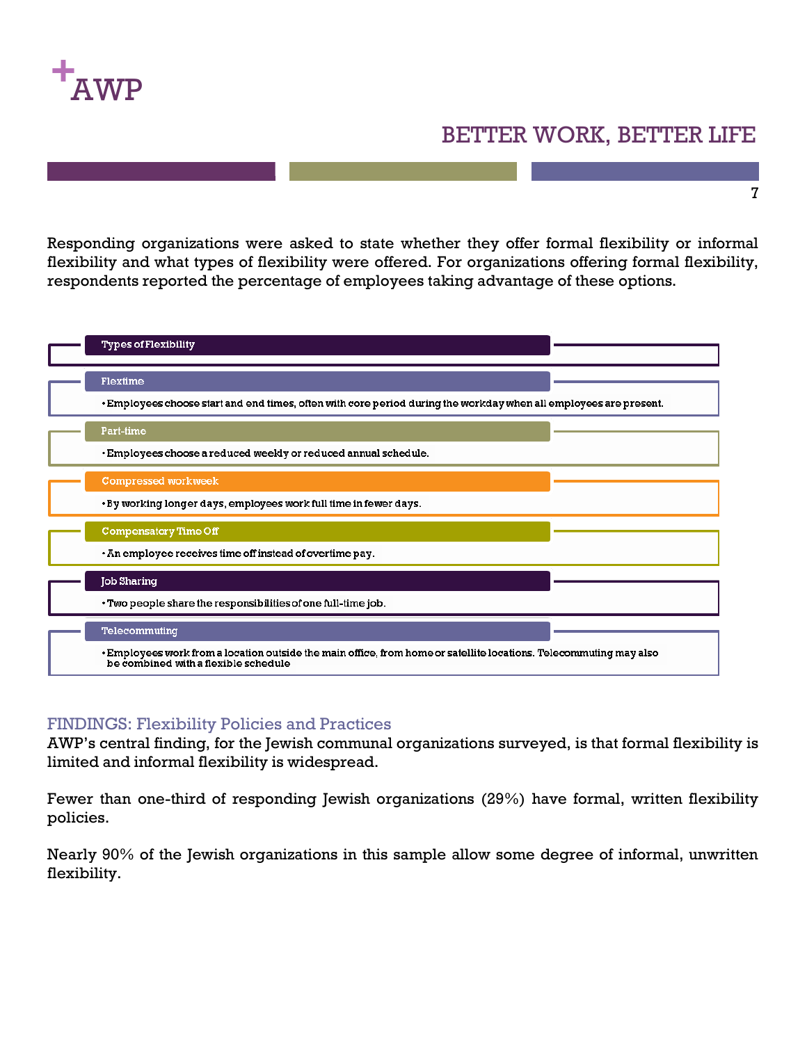Responding organizations were asked to state whether they offer formal flexibility or informal flexibility and what types of flexibility were offered. For organizations offering formal flexibility, respondents reported the percentage of employees taking advantage of these options.

**Types of Flexibility**

**Flextime**
- Employees choose start and end times, often with core period during the workday when all employees are present.

**Part-time**
- Employees choose a reduced weekly or reduced annual schedule.

**Compressed workweek**
- By working longer days, employees work full time in fewer days.

**Compensatory Time Off**
- An employee receives time off instead of overtime pay.

**Job Sharing**
- Two people share the responsibilities of one full-time job.

**Telecommuting**
- Employees work from a location outside the main office, from home or satellite locations. Telecommuting may also be combined with a flexible schedule

## FINDINGS: Flexibility Policies and Practices

AWP's central finding, for the Jewish communal organizations surveyed, is that formal flexibility is limited and informal flexibility is widespread.

Fewer than one-third of responding Jewish organizations (29%) have formal, written flexibility policies.

Nearly 90% of the Jewish organizations in this sample allow some degree of informal, unwritten flexibility.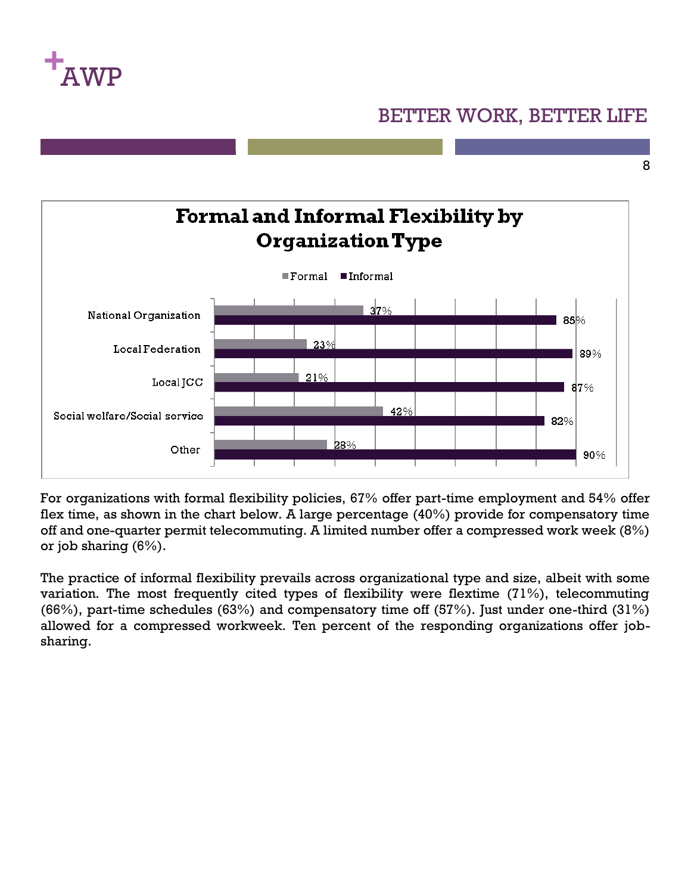## Formal and Informal Flexibility by Organization Type

| Organization Type | Formal | Informal |
| --- | --- | --- |
| National Organization | 37% | 85% |
| Local Federation | 23% | 89% |
| Local JCC | 21% | 87% |
| Social welfare/Social service | 42% | 82% |
| Other | 28% | 90% |

For organizations with formal flexibility policies, 67% offer part-time employment and 54% offer flex time, as shown in the chart below. A large percentage (40%) provide for compensatory time off and one-quarter permit telecommuting. A limited number offer a compressed work week (8%) or job sharing (6%).

The practice of informal flexibility prevails across organizational type and size, albeit with some variation. The most frequently cited types of flexibility were flextime (71%), telecommuting (66%), part-time schedules (63%) and compensatory time off (57%). Just under one-third (31%) allowed for a compressed workweek. Ten percent of the responding organizations offer job-sharing.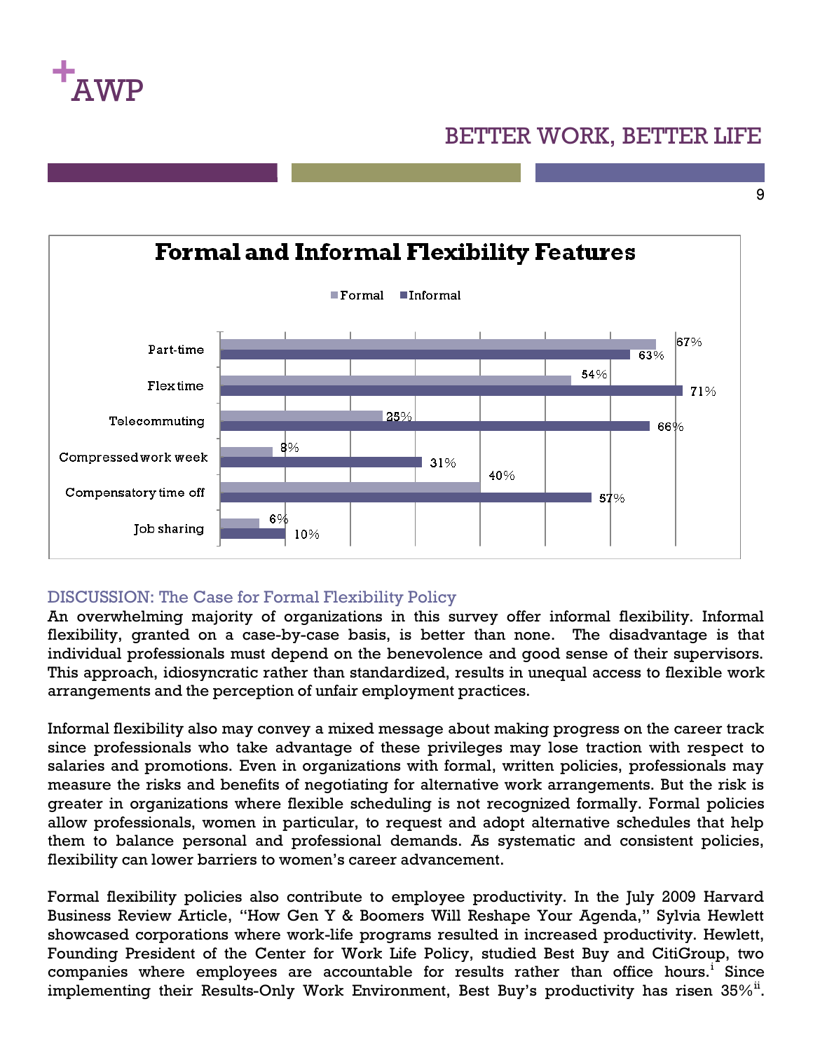## Formal and Informal Flexibility Features

| Feature | Formal | Informal |
|---|---|---|
| Part-time | 67% | 63% |
| Flex time | 54% | 71% |
| Telecommuting | 25% | 66% |
| Compressed work week | 8% | 31% |
| Compensatory time off | 40% | 57% |
| Job sharing | 6% | 10% |

### DISCUSSION: The Case for Formal Flexibility Policy

An overwhelming majority of organizations in this survey offer informal flexibility. Informal flexibility, granted on a case-by-case basis, is better than none. The disadvantage is that individual professionals must depend on the benevolence and good sense of their supervisors. This approach, idiosyncratic rather than standardized, results in unequal access to flexible work arrangements and the perception of unfair employment practices.

Informal flexibility also may convey a mixed message about making progress on the career track since professionals who take advantage of these privileges may lose traction with respect to salaries and promotions. Even in organizations with formal, written policies, professionals may measure the risks and benefits of negotiating for alternative work arrangements. But the risk is greater in organizations where flexible scheduling is not recognized formally. Formal policies allow professionals, women in particular, to request and adopt alternative schedules that help them to balance personal and professional demands. As systematic and consistent policies, flexibility can lower barriers to women's career advancement.

Formal flexibility policies also contribute to employee productivity. In the July 2009 Harvard Business Review Article, "How Gen Y & Boomers Will Reshape Your Agenda," Sylvia Hewlett showcased corporations where work-life programs resulted in increased productivity. Hewlett, Founding President of the Center for Work Life Policy, studied Best Buy and CitiGroup, two companies where employees are accountable for results rather than office hours.[i] Since implementing their Results-Only Work Environment, Best Buy's productivity has risen 35%[ii].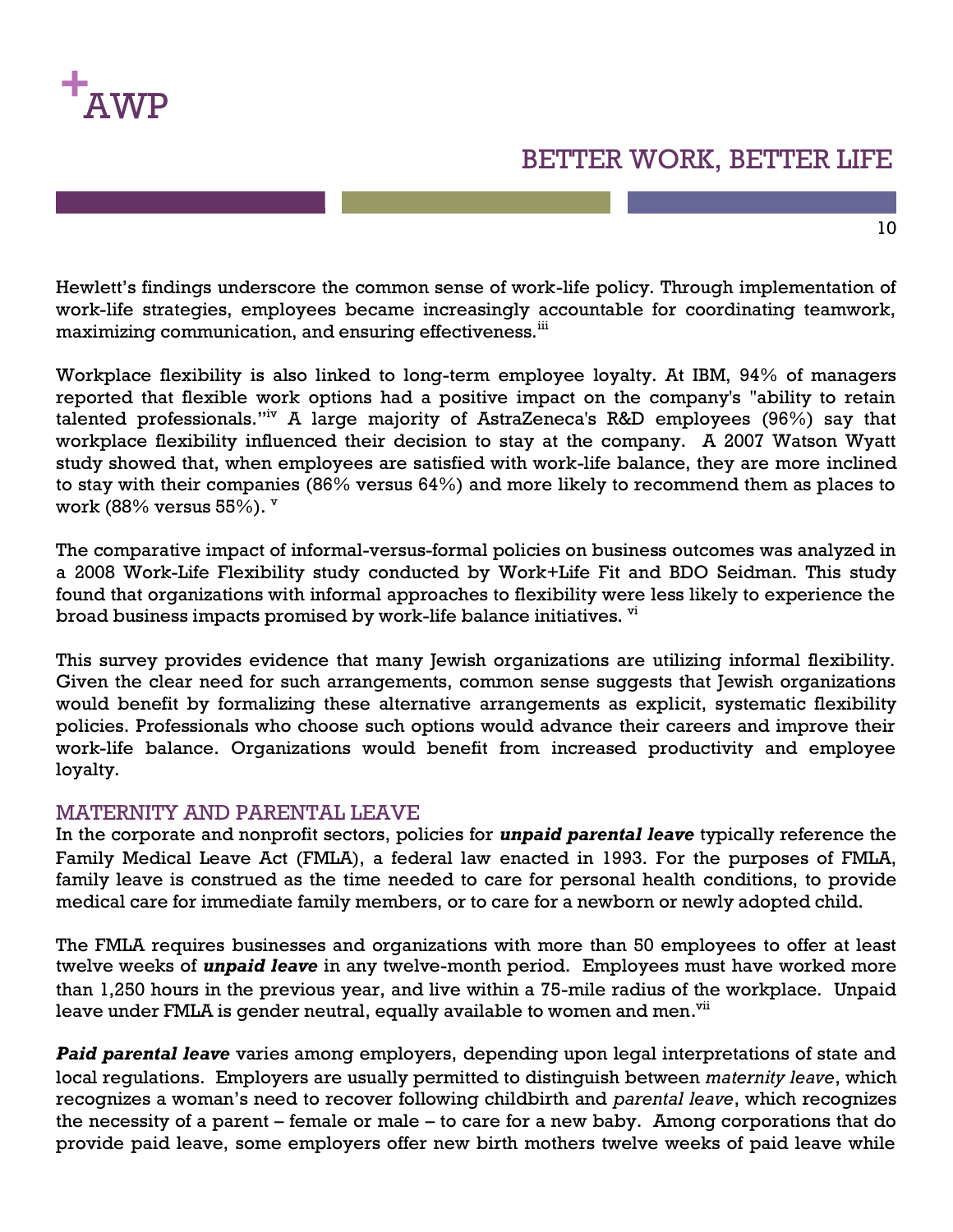Hewlett's findings underscore the common sense of work-life policy. Through implementation of work-life strategies, employees became increasingly accountable for coordinating teamwork, maximizing communication, and ensuring effectiveness.[iii]

Workplace flexibility is also linked to long-term employee loyalty. At IBM, 94% of managers reported that flexible work options had a positive impact on the company's "ability to retain talented professionals."[iv] A large majority of AstraZeneca's R&D employees (96%) say that workplace flexibility influenced their decision to stay at the company. A 2007 Watson Wyatt study showed that, when employees are satisfied with work-life balance, they are more inclined to stay with their companies (86% versus 64%) and more likely to recommend them as places to work (88% versus 55%). [v]

The comparative impact of informal-versus-formal policies on business outcomes was analyzed in a 2008 Work-Life Flexibility study conducted by Work+Life Fit and BDO Seidman. This study found that organizations with informal approaches to flexibility were less likely to experience the broad business impacts promised by work-life balance initiatives. [vi]

This survey provides evidence that many Jewish organizations are utilizing informal flexibility. Given the clear need for such arrangements, common sense suggests that Jewish organizations would benefit by formalizing these alternative arrangements as explicit, systematic flexibility policies. Professionals who choose such options would advance their careers and improve their work-life balance. Organizations would benefit from increased productivity and employee loyalty.

## MATERNITY AND PARENTAL LEAVE

In the corporate and nonprofit sectors, policies for ***unpaid parental leave*** typically reference the Family Medical Leave Act (FMLA), a federal law enacted in 1993. For the purposes of FMLA, family leave is construed as the time needed to care for personal health conditions, to provide medical care for immediate family members, or to care for a newborn or newly adopted child.

The FMLA requires businesses and organizations with more than 50 employees to offer at least twelve weeks of ***unpaid leave*** in any twelve-month period. Employees must have worked more than 1,250 hours in the previous year, and live within a 75-mile radius of the workplace. Unpaid leave under FMLA is gender neutral, equally available to women and men.[vii]

***Paid parental leave*** varies among employers, depending upon legal interpretations of state and local regulations. Employers are usually permitted to distinguish between *maternity leave*, which recognizes a woman's need to recover following childbirth and *parental leave*, which recognizes the necessity of a parent – female or male – to care for a new baby. Among corporations that do provide paid leave, some employers offer new birth mothers twelve weeks of paid leave while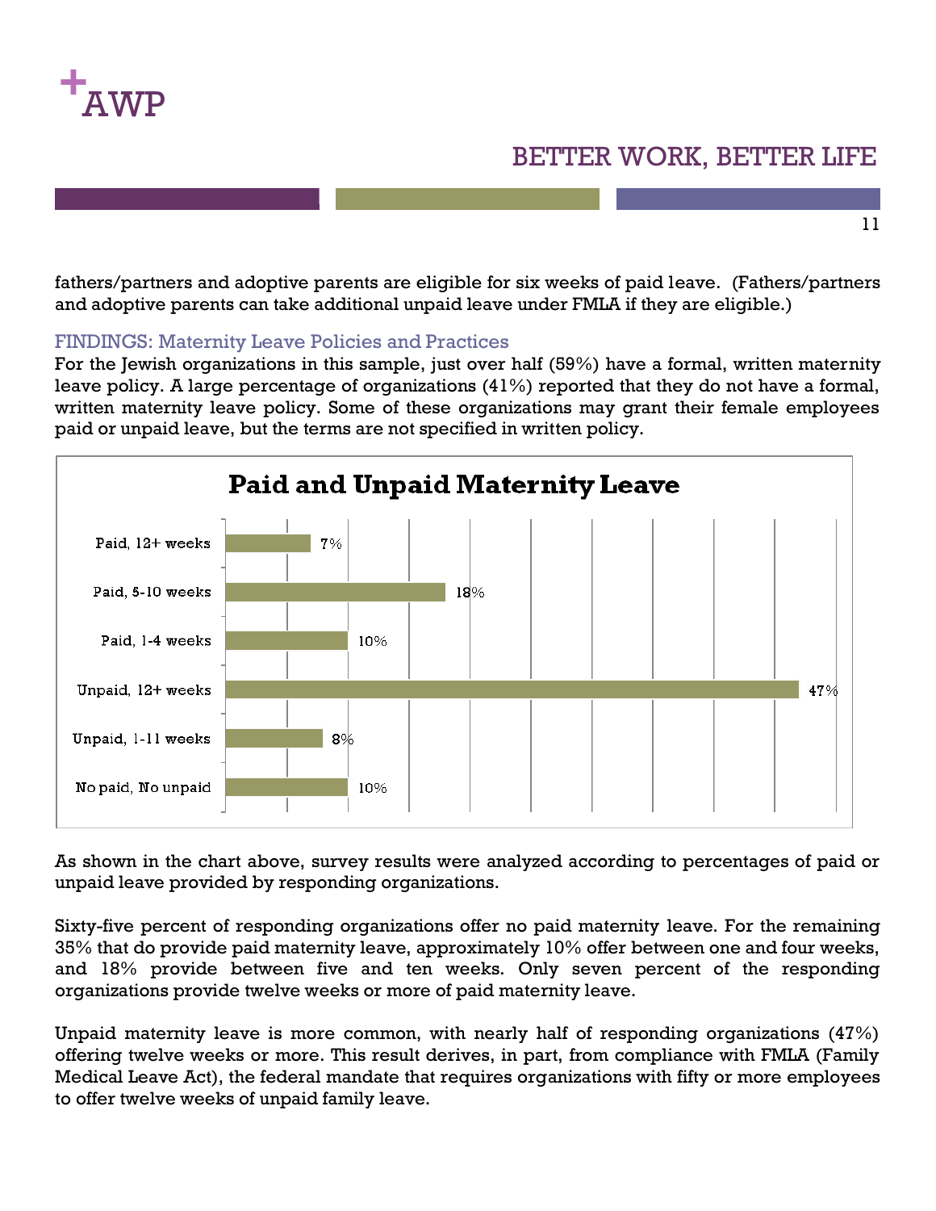fathers/partners and adoptive parents are eligible for six weeks of paid leave. (Fathers/partners and adoptive parents can take additional unpaid leave under FMLA if they are eligible.)

## FINDINGS: Maternity Leave Policies and Practices

For the Jewish organizations in this sample, just over half (59%) have a formal, written maternity leave policy. A large percentage of organizations (41%) reported that they do not have a formal, written maternity leave policy. Some of these organizations may grant their female employees paid or unpaid leave, but the terms are not specified in written policy.

**Paid and Unpaid Maternity Leave**

| Category | Percentage |
|---|---|
| Paid, 12+ weeks | 7% |
| Paid, 5-10 weeks | 18% |
| Paid, 1-4 weeks | 10% |
| Unpaid, 12+ weeks | 47% |
| Unpaid, 1-11 weeks | 8% |
| No paid, No unpaid | 10% |

As shown in the chart above, survey results were analyzed according to percentages of paid or unpaid leave provided by responding organizations.

Sixty-five percent of responding organizations offer no paid maternity leave. For the remaining 35% that do provide paid maternity leave, approximately 10% offer between one and four weeks, and 18% provide between five and ten weeks. Only seven percent of the responding organizations provide twelve weeks or more of paid maternity leave.

Unpaid maternity leave is more common, with nearly half of responding organizations (47%) offering twelve weeks or more. This result derives, in part, from compliance with FMLA (Family Medical Leave Act), the federal mandate that requires organizations with fifty or more employees to offer twelve weeks of unpaid family leave.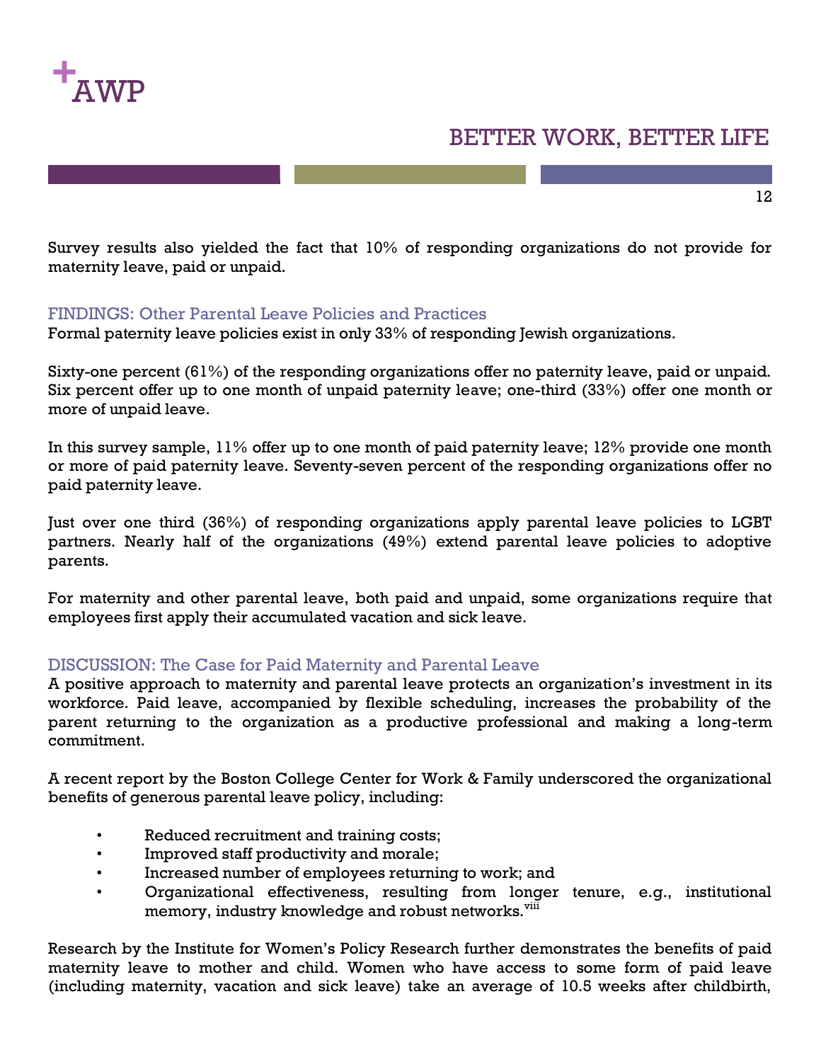Survey results also yielded the fact that 10% of responding organizations do not provide for maternity leave, paid or unpaid.

## FINDINGS: Other Parental Leave Policies and Practices

Formal paternity leave policies exist in only 33% of responding Jewish organizations.

Sixty-one percent (61%) of the responding organizations offer no paternity leave, paid or unpaid. Six percent offer up to one month of unpaid paternity leave; one-third (33%) offer one month or more of unpaid leave.

In this survey sample, 11% offer up to one month of paid paternity leave; 12% provide one month or more of paid paternity leave. Seventy-seven percent of the responding organizations offer no paid paternity leave.

Just over one third (36%) of responding organizations apply parental leave policies to LGBT partners. Nearly half of the organizations (49%) extend parental leave policies to adoptive parents.

For maternity and other parental leave, both paid and unpaid, some organizations require that employees first apply their accumulated vacation and sick leave.

## DISCUSSION: The Case for Paid Maternity and Parental Leave

A positive approach to maternity and parental leave protects an organization's investment in its workforce. Paid leave, accompanied by flexible scheduling, increases the probability of the parent returning to the organization as a productive professional and making a long-term commitment.

A recent report by the Boston College Center for Work & Family underscored the organizational benefits of generous parental leave policy, including:

- Reduced recruitment and training costs;
- Improved staff productivity and morale;
- Increased number of employees returning to work; and
- Organizational effectiveness, resulting from longer tenure, e.g., institutional memory, industry knowledge and robust networks.[viii]

Research by the Institute for Women's Policy Research further demonstrates the benefits of paid maternity leave to mother and child. Women who have access to some form of paid leave (including maternity, vacation and sick leave) take an average of 10.5 weeks after childbirth,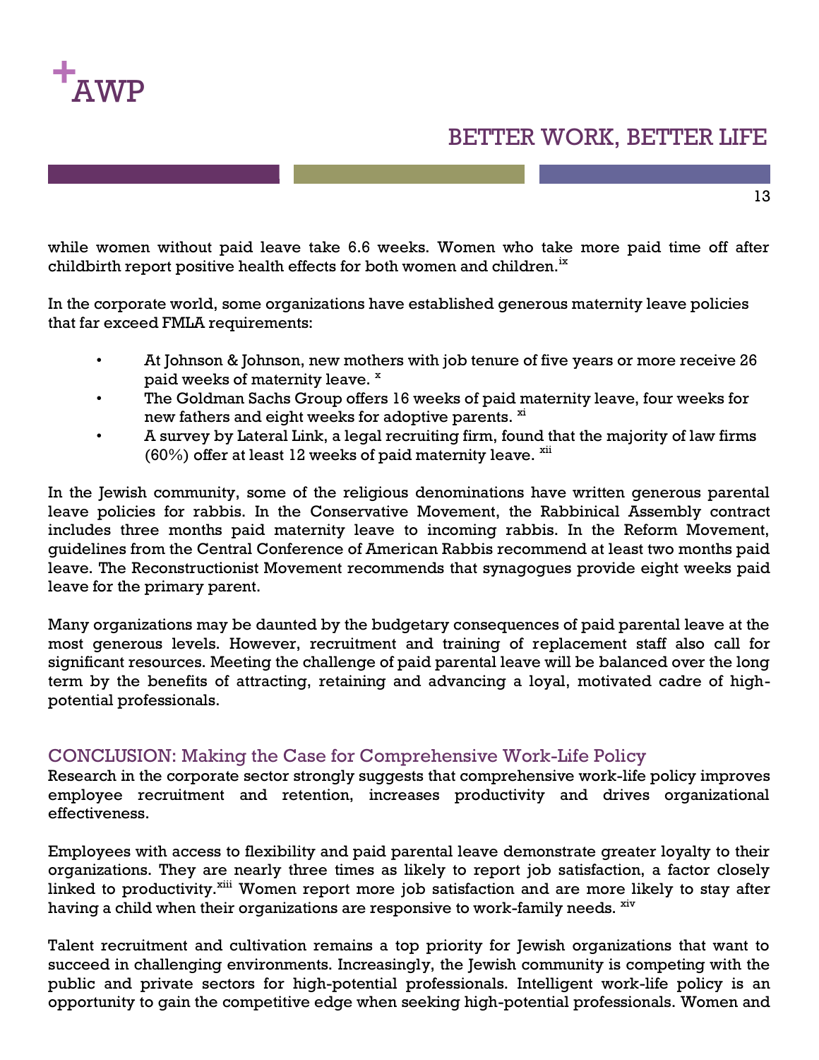while women without paid leave take 6.6 weeks. Women who take more paid time off after childbirth report positive health effects for both women and children.[ix]

In the corporate world, some organizations have established generous maternity leave policies that far exceed FMLA requirements:

- At Johnson & Johnson, new mothers with job tenure of five years or more receive 26 paid weeks of maternity leave. [x]
- The Goldman Sachs Group offers 16 weeks of paid maternity leave, four weeks for new fathers and eight weeks for adoptive parents. [xi]
- A survey by Lateral Link, a legal recruiting firm, found that the majority of law firms (60%) offer at least 12 weeks of paid maternity leave. [xii]

In the Jewish community, some of the religious denominations have written generous parental leave policies for rabbis. In the Conservative Movement, the Rabbinical Assembly contract includes three months paid maternity leave to incoming rabbis. In the Reform Movement, guidelines from the Central Conference of American Rabbis recommend at least two months paid leave. The Reconstructionist Movement recommends that synagogues provide eight weeks paid leave for the primary parent.

Many organizations may be daunted by the budgetary consequences of paid parental leave at the most generous levels. However, recruitment and training of replacement staff also call for significant resources. Meeting the challenge of paid parental leave will be balanced over the long term by the benefits of attracting, retaining and advancing a loyal, motivated cadre of high-potential professionals.

## CONCLUSION: Making the Case for Comprehensive Work-Life Policy

Research in the corporate sector strongly suggests that comprehensive work-life policy improves employee recruitment and retention, increases productivity and drives organizational effectiveness.

Employees with access to flexibility and paid parental leave demonstrate greater loyalty to their organizations. They are nearly three times as likely to report job satisfaction, a factor closely linked to productivity.[xiii] Women report more job satisfaction and are more likely to stay after having a child when their organizations are responsive to work-family needs. [xiv]

Talent recruitment and cultivation remains a top priority for Jewish organizations that want to succeed in challenging environments. Increasingly, the Jewish community is competing with the public and private sectors for high-potential professionals. Intelligent work-life policy is an opportunity to gain the competitive edge when seeking high-potential professionals. Women and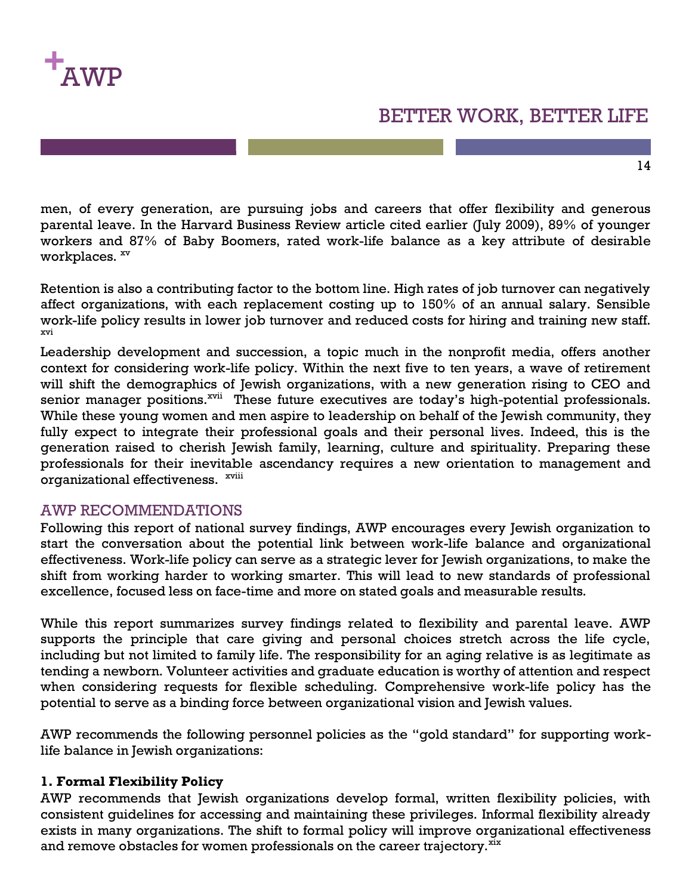men, of every generation, are pursuing jobs and careers that offer flexibility and generous parental leave. In the Harvard Business Review article cited earlier (July 2009), 89% of younger workers and 87% of Baby Boomers, rated work-life balance as a key attribute of desirable workplaces. [xv]

Retention is also a contributing factor to the bottom line. High rates of job turnover can negatively affect organizations, with each replacement costing up to 150% of an annual salary. Sensible work-life policy results in lower job turnover and reduced costs for hiring and training new staff. [xvi]

Leadership development and succession, a topic much in the nonprofit media, offers another context for considering work-life policy. Within the next five to ten years, a wave of retirement will shift the demographics of Jewish organizations, with a new generation rising to CEO and senior manager positions.[xvii] These future executives are today's high-potential professionals. While these young women and men aspire to leadership on behalf of the Jewish community, they fully expect to integrate their professional goals and their personal lives. Indeed, this is the generation raised to cherish Jewish family, learning, culture and spirituality. Preparing these professionals for their inevitable ascendancy requires a new orientation to management and organizational effectiveness. [xviii]

## AWP RECOMMENDATIONS

Following this report of national survey findings, AWP encourages every Jewish organization to start the conversation about the potential link between work-life balance and organizational effectiveness. Work-life policy can serve as a strategic lever for Jewish organizations, to make the shift from working harder to working smarter. This will lead to new standards of professional excellence, focused less on face-time and more on stated goals and measurable results.

While this report summarizes survey findings related to flexibility and parental leave. AWP supports the principle that care giving and personal choices stretch across the life cycle, including but not limited to family life. The responsibility for an aging relative is as legitimate as tending a newborn. Volunteer activities and graduate education is worthy of attention and respect when considering requests for flexible scheduling. Comprehensive work-life policy has the potential to serve as a binding force between organizational vision and Jewish values.

AWP recommends the following personnel policies as the "gold standard" for supporting work-life balance in Jewish organizations:

**1. Formal Flexibility Policy**

AWP recommends that Jewish organizations develop formal, written flexibility policies, with consistent guidelines for accessing and maintaining these privileges. Informal flexibility already exists in many organizations. The shift to formal policy will improve organizational effectiveness and remove obstacles for women professionals on the career trajectory.[xix]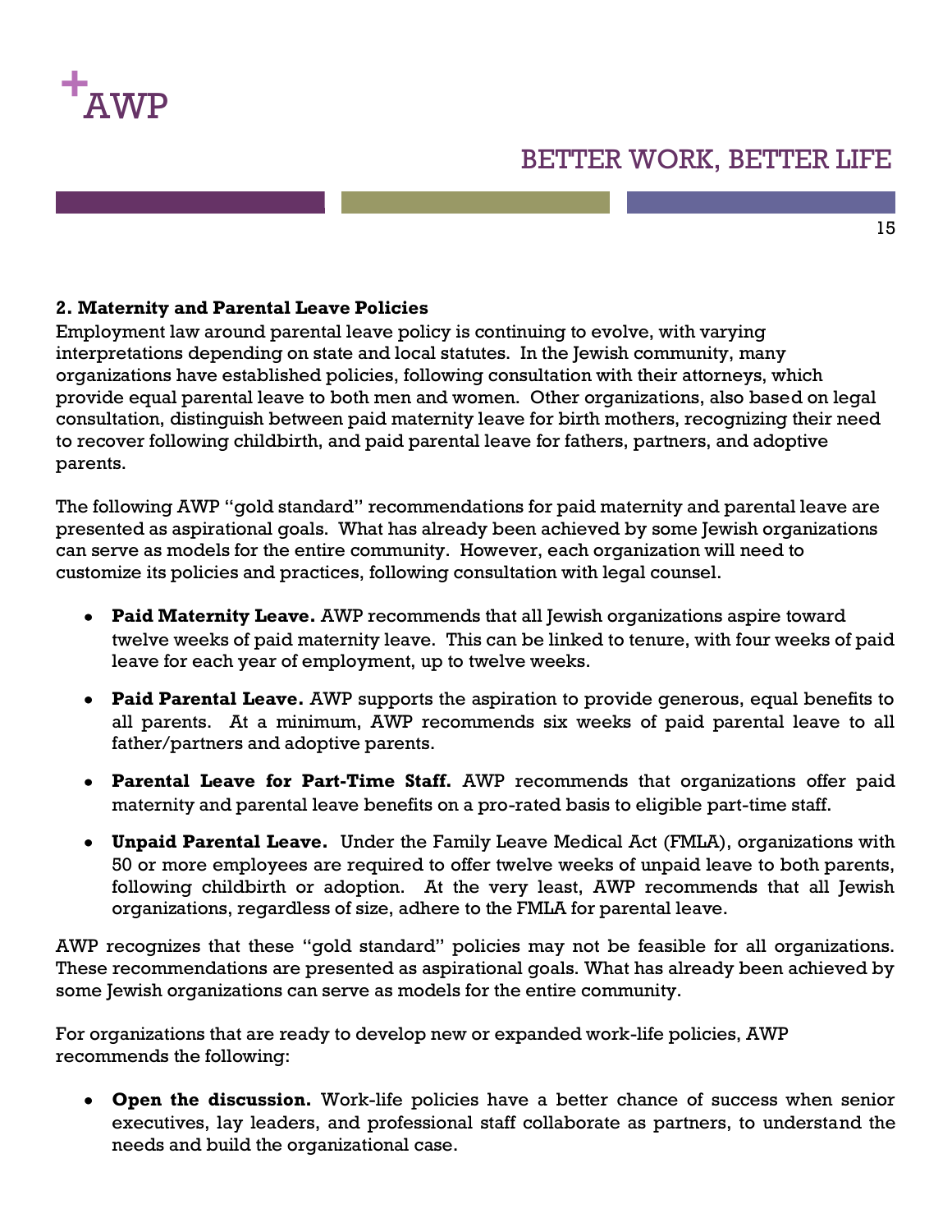**2. Maternity and Parental Leave Policies**

Employment law around parental leave policy is continuing to evolve, with varying interpretations depending on state and local statutes. In the Jewish community, many organizations have established policies, following consultation with their attorneys, which provide equal parental leave to both men and women. Other organizations, also based on legal consultation, distinguish between paid maternity leave for birth mothers, recognizing their need to recover following childbirth, and paid parental leave for fathers, partners, and adoptive parents.

The following AWP "gold standard" recommendations for paid maternity and parental leave are presented as aspirational goals. What has already been achieved by some Jewish organizations can serve as models for the entire community. However, each organization will need to customize its policies and practices, following consultation with legal counsel.

- **Paid Maternity Leave.** AWP recommends that all Jewish organizations aspire toward twelve weeks of paid maternity leave. This can be linked to tenure, with four weeks of paid leave for each year of employment, up to twelve weeks.
- **Paid Parental Leave.** AWP supports the aspiration to provide generous, equal benefits to all parents. At a minimum, AWP recommends six weeks of paid parental leave to all father/partners and adoptive parents.
- **Parental Leave for Part-Time Staff.** AWP recommends that organizations offer paid maternity and parental leave benefits on a pro-rated basis to eligible part-time staff.
- **Unpaid Parental Leave.** Under the Family Leave Medical Act (FMLA), organizations with 50 or more employees are required to offer twelve weeks of unpaid leave to both parents, following childbirth or adoption. At the very least, AWP recommends that all Jewish organizations, regardless of size, adhere to the FMLA for parental leave.

AWP recognizes that these "gold standard" policies may not be feasible for all organizations. These recommendations are presented as aspirational goals. What has already been achieved by some Jewish organizations can serve as models for the entire community.

For organizations that are ready to develop new or expanded work-life policies, AWP recommends the following:

- **Open the discussion.** Work-life policies have a better chance of success when senior executives, lay leaders, and professional staff collaborate as partners, to understand the needs and build the organizational case.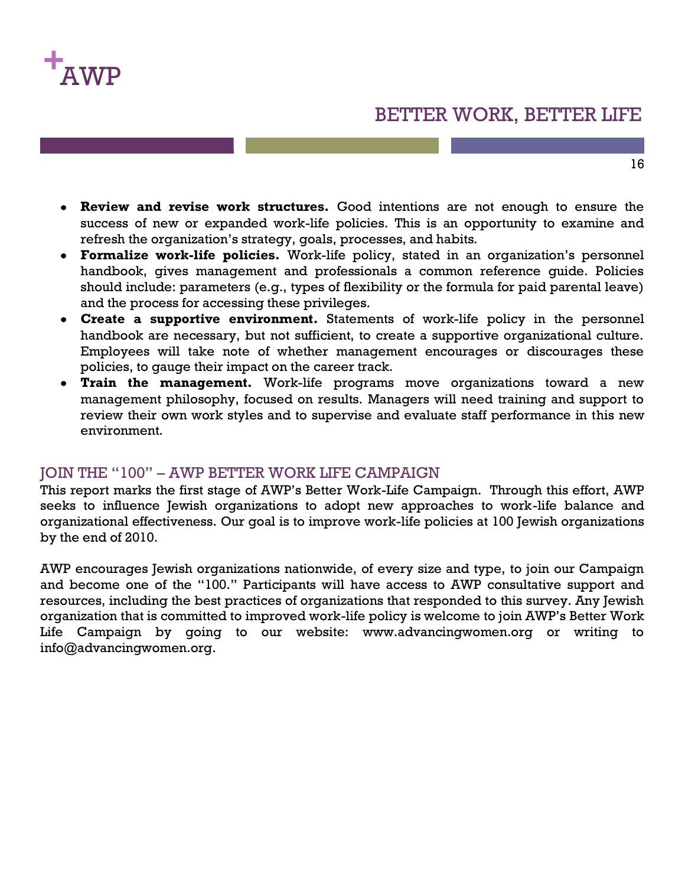- **Review and revise work structures.** Good intentions are not enough to ensure the success of new or expanded work-life policies. This is an opportunity to examine and refresh the organization's strategy, goals, processes, and habits.
- **Formalize work-life policies.** Work-life policy, stated in an organization's personnel handbook, gives management and professionals a common reference guide. Policies should include: parameters (e.g., types of flexibility or the formula for paid parental leave) and the process for accessing these privileges.
- **Create a supportive environment.** Statements of work-life policy in the personnel handbook are necessary, but not sufficient, to create a supportive organizational culture. Employees will take note of whether management encourages or discourages these policies, to gauge their impact on the career track.
- **Train the management.** Work-life programs move organizations toward a new management philosophy, focused on results. Managers will need training and support to review their own work styles and to supervise and evaluate staff performance in this new environment.

## JOIN THE "100" – AWP BETTER WORK LIFE CAMPAIGN

This report marks the first stage of AWP's Better Work-Life Campaign. Through this effort, AWP seeks to influence Jewish organizations to adopt new approaches to work-life balance and organizational effectiveness. Our goal is to improve work-life policies at 100 Jewish organizations by the end of 2010.

AWP encourages Jewish organizations nationwide, of every size and type, to join our Campaign and become one of the "100." Participants will have access to AWP consultative support and resources, including the best practices of organizations that responded to this survey. Any Jewish organization that is committed to improved work-life policy is welcome to join AWP's Better Work Life Campaign by going to our website: www.advancingwomen.org or writing to info@advancingwomen.org.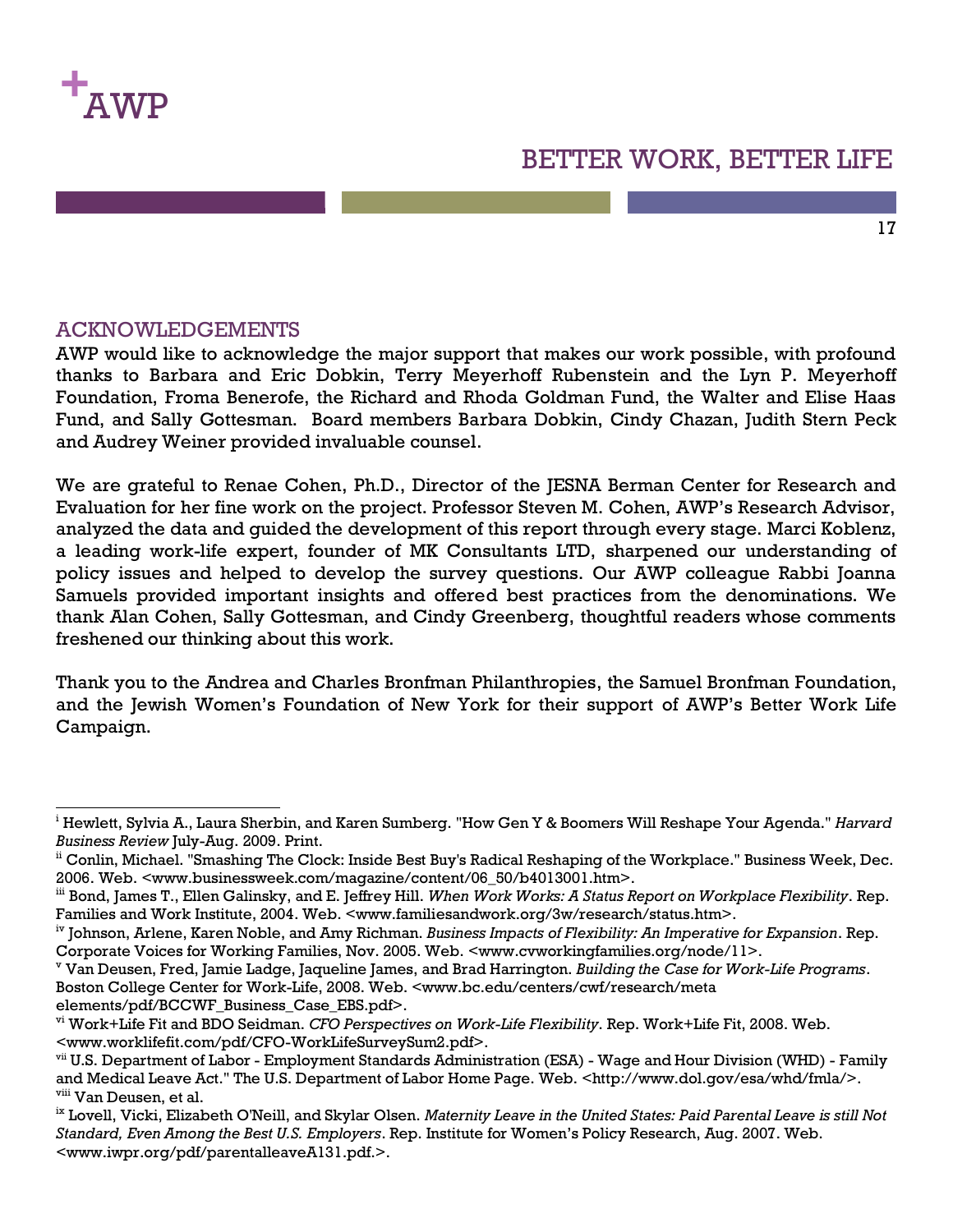## ACKNOWLEDGEMENTS

AWP would like to acknowledge the major support that makes our work possible, with profound thanks to Barbara and Eric Dobkin, Terry Meyerhoff Rubenstein and the Lyn P. Meyerhoff Foundation, Froma Benerofe, the Richard and Rhoda Goldman Fund, the Walter and Elise Haas Fund, and Sally Gottesman. Board members Barbara Dobkin, Cindy Chazan, Judith Stern Peck and Audrey Weiner provided invaluable counsel.

We are grateful to Renae Cohen, Ph.D., Director of the JESNA Berman Center for Research and Evaluation for her fine work on the project. Professor Steven M. Cohen, AWP's Research Advisor, analyzed the data and guided the development of this report through every stage. Marci Koblenz, a leading work-life expert, founder of MK Consultants LTD, sharpened our understanding of policy issues and helped to develop the survey questions. Our AWP colleague Rabbi Joanna Samuels provided important insights and offered best practices from the denominations. We thank Alan Cohen, Sally Gottesman, and Cindy Greenberg, thoughtful readers whose comments freshened our thinking about this work.

Thank you to the Andrea and Charles Bronfman Philanthropies, the Samuel Bronfman Foundation, and the Jewish Women's Foundation of New York for their support of AWP's Better Work Life Campaign.

---

[i] Hewlett, Sylvia A., Laura Sherbin, and Karen Sumberg. "How Gen Y & Boomers Will Reshape Your Agenda." *Harvard Business Review* July-Aug. 2009. Print.

[ii] Conlin, Michael. "Smashing The Clock: Inside Best Buy's Radical Reshaping of the Workplace." Business Week, Dec. 2006. Web. <www.businessweek.com/magazine/content/06_50/b4013001.htm>.

[iii] Bond, James T., Ellen Galinsky, and E. Jeffrey Hill. *When Work Works: A Status Report on Workplace Flexibility*. Rep. Families and Work Institute, 2004. Web. <www.familiesandwork.org/3w/research/status.htm>.

[iv] Johnson, Arlene, Karen Noble, and Amy Richman. *Business Impacts of Flexibility: An Imperative for Expansion*. Rep. Corporate Voices for Working Families, Nov. 2005. Web. <www.cvworkingfamilies.org/node/11>.

[v] Van Deusen, Fred, Jamie Ladge, Jaqueline James, and Brad Harrington. *Building the Case for Work-Life Programs*. Boston College Center for Work-Life, 2008. Web. <www.bc.edu/centers/cwf/research/meta elements/pdf/BCCWF_Business_Case_EBS.pdf>.

[vi] Work+Life Fit and BDO Seidman. *CFO Perspectives on Work-Life Flexibility*. Rep. Work+Life Fit, 2008. Web. <www.worklifefit.com/pdf/CFO-WorkLifeSurveySum2.pdf>.

[vii] U.S. Department of Labor - Employment Standards Administration (ESA) - Wage and Hour Division (WHD) - Family and Medical Leave Act." The U.S. Department of Labor Home Page. Web. <http://www.dol.gov/esa/whd/fmla/>.

[viii] Van Deusen, et al.

[ix] Lovell, Vicki, Elizabeth O'Neill, and Skylar Olsen. *Maternity Leave in the United States: Paid Parental Leave is still Not Standard, Even Among the Best U.S. Employers*. Rep. Institute for Women's Policy Research, Aug. 2007. Web. <www.iwpr.org/pdf/parentalleaveA131.pdf.>.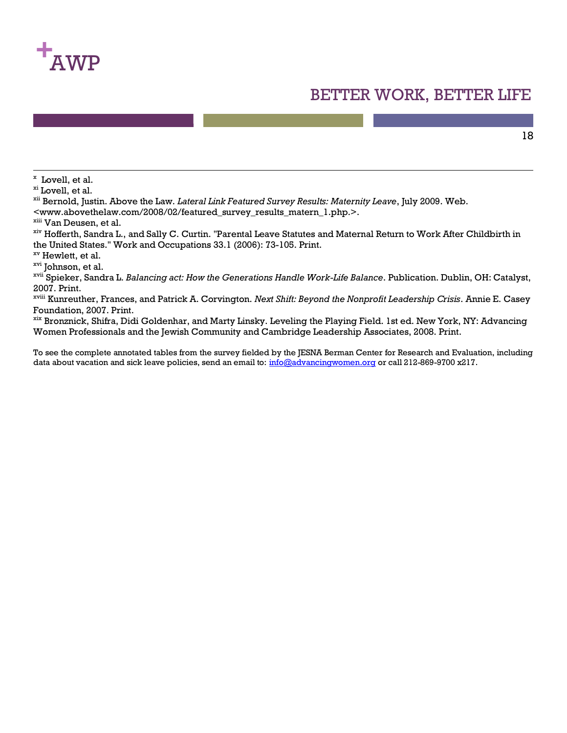[x] Lovell, et al.

[xi] Lovell, et al.

[xii] Bernold, Justin. Above the Law. *Lateral Link Featured Survey Results: Maternity Leave*, July 2009. Web. <www.abovethelaw.com/2008/02/featured_survey_results_matern_1.php.>.

[xiii] Van Deusen, et al.

[xiv] Hofferth, Sandra L., and Sally C. Curtin. "Parental Leave Statutes and Maternal Return to Work After Childbirth in the United States." Work and Occupations 33.1 (2006): 73-105. Print.

[xv] Hewlett, et al.

[xvi] Johnson, et al.

[xvii] Spieker, Sandra L. *Balancing act: How the Generations Handle Work-Life Balance*. Publication. Dublin, OH: Catalyst, 2007. Print.

[xviii] Kunreuther, Frances, and Patrick A. Corvington. *Next Shift: Beyond the Nonprofit Leadership Crisis*. Annie E. Casey Foundation, 2007. Print.

[xix] Bronznick, Shifra, Didi Goldenhar, and Marty Linsky. Leveling the Playing Field. 1st ed. New York, NY: Advancing Women Professionals and the Jewish Community and Cambridge Leadership Associates, 2008. Print.

To see the complete annotated tables from the survey fielded by the JESNA Berman Center for Research and Evaluation, including data about vacation and sick leave policies, send an email to: info@advancingwomen.org or call 212-869-9700 x217.